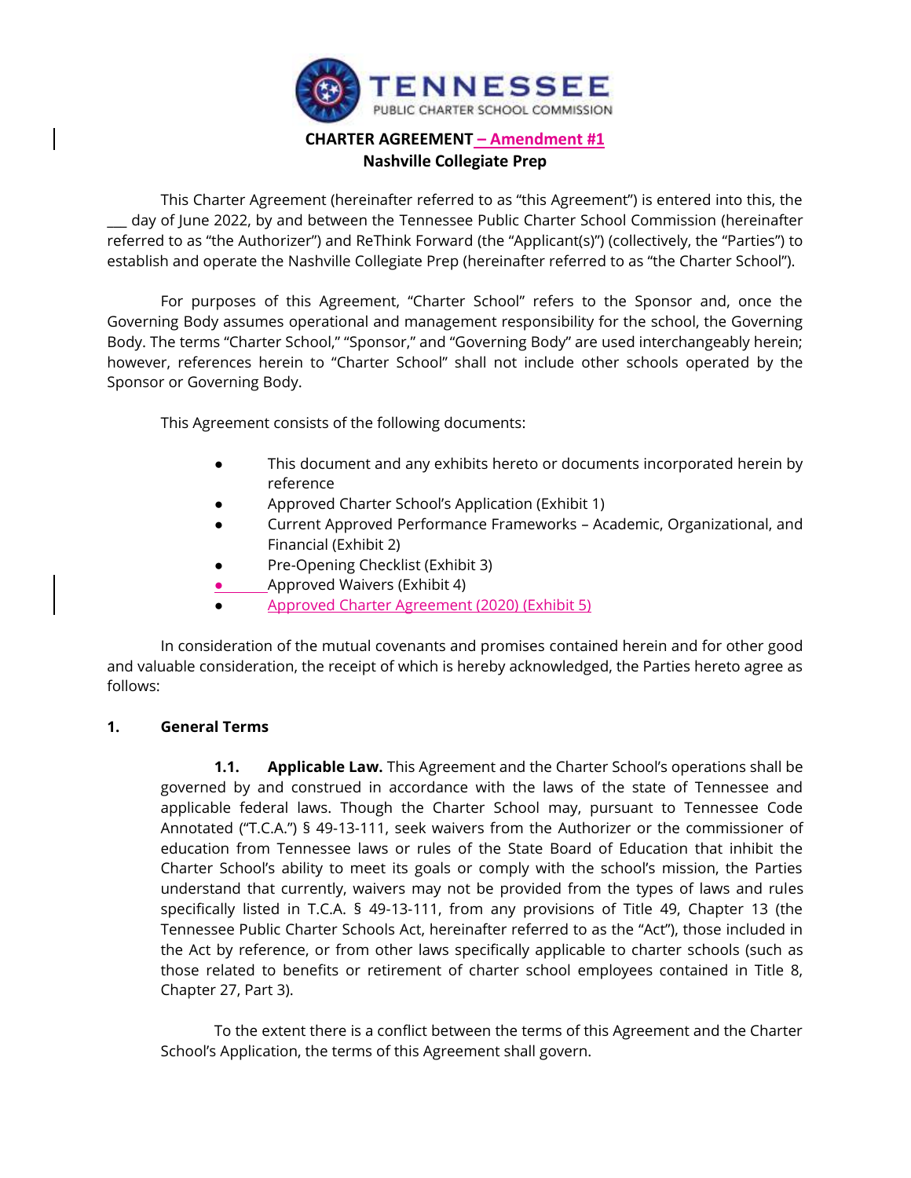**CHARTER AGREEMENT – Amendment #1**
**Nashville Collegiate Prep**

This Charter Agreement (hereinafter referred to as "this Agreement") is entered into this, the ___ day of June 2022, by and between the Tennessee Public Charter School Commission (hereinafter referred to as "the Authorizer") and ReThink Forward (the "Applicant(s)") (collectively, the "Parties") to establish and operate the Nashville Collegiate Prep (hereinafter referred to as "the Charter School").

For purposes of this Agreement, "Charter School" refers to the Sponsor and, once the Governing Body assumes operational and management responsibility for the school, the Governing Body. The terms "Charter School," "Sponsor," and "Governing Body" are used interchangeably herein; however, references herein to "Charter School" shall not include other schools operated by the Sponsor or Governing Body.

This Agreement consists of the following documents:

- This document and any exhibits hereto or documents incorporated herein by reference
- Approved Charter School's Application (Exhibit 1)
- Current Approved Performance Frameworks – Academic, Organizational, and Financial (Exhibit 2)
- Pre-Opening Checklist (Exhibit 3)
- Approved Waivers (Exhibit 4)
- Approved Charter Agreement (2020) (Exhibit 5)

In consideration of the mutual covenants and promises contained herein and for other good and valuable consideration, the receipt of which is hereby acknowledged, the Parties hereto agree as follows:

## 1. General Terms

**1.1. Applicable Law.** This Agreement and the Charter School's operations shall be governed by and construed in accordance with the laws of the state of Tennessee and applicable federal laws. Though the Charter School may, pursuant to Tennessee Code Annotated ("T.C.A.") § 49-13-111, seek waivers from the Authorizer or the commissioner of education from Tennessee laws or rules of the State Board of Education that inhibit the Charter School's ability to meet its goals or comply with the school's mission, the Parties understand that currently, waivers may not be provided from the types of laws and rules specifically listed in T.C.A. § 49-13-111, from any provisions of Title 49, Chapter 13 (the Tennessee Public Charter Schools Act, hereinafter referred to as the "Act"), those included in the Act by reference, or from other laws specifically applicable to charter schools (such as those related to benefits or retirement of charter school employees contained in Title 8, Chapter 27, Part 3).

To the extent there is a conflict between the terms of this Agreement and the Charter School's Application, the terms of this Agreement shall govern.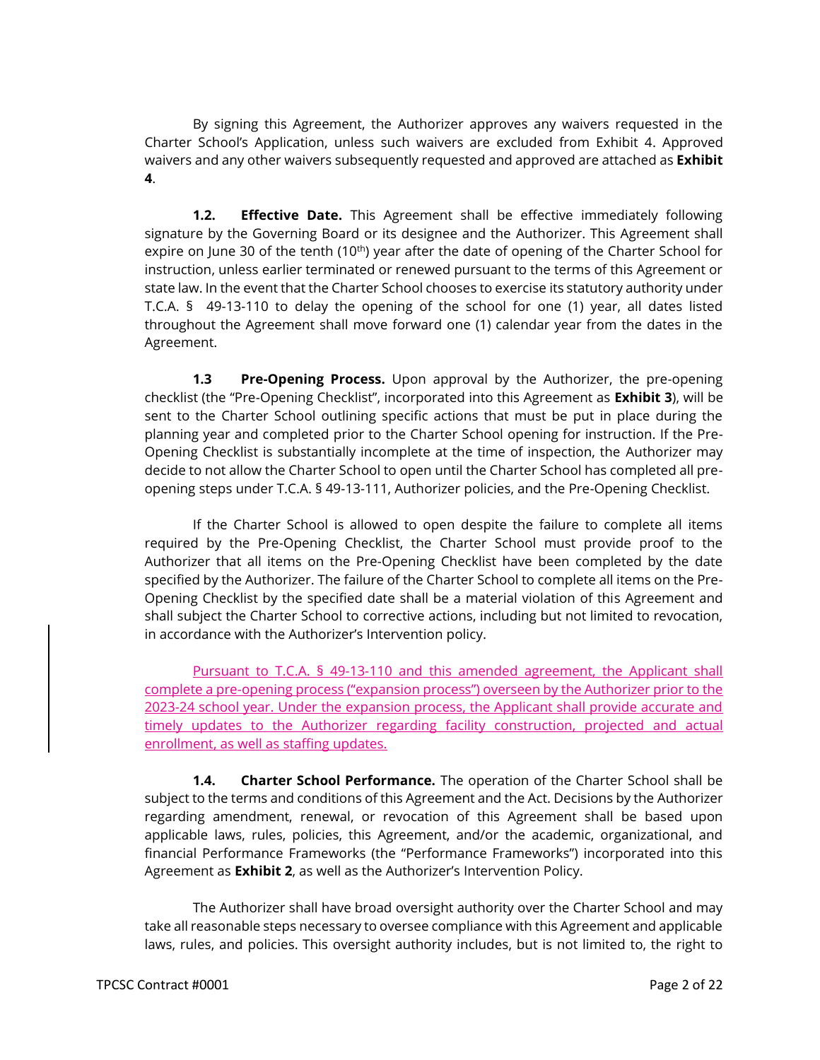By signing this Agreement, the Authorizer approves any waivers requested in the Charter School's Application, unless such waivers are excluded from Exhibit 4. Approved waivers and any other waivers subsequently requested and approved are attached as **Exhibit 4**.

**1.2. Effective Date.** This Agreement shall be effective immediately following signature by the Governing Board or its designee and the Authorizer. This Agreement shall expire on June 30 of the tenth (10th) year after the date of opening of the Charter School for instruction, unless earlier terminated or renewed pursuant to the terms of this Agreement or state law. In the event that the Charter School chooses to exercise its statutory authority under T.C.A. § 49-13-110 to delay the opening of the school for one (1) year, all dates listed throughout the Agreement shall move forward one (1) calendar year from the dates in the Agreement.

**1.3 Pre-Opening Process.** Upon approval by the Authorizer, the pre-opening checklist (the "Pre-Opening Checklist", incorporated into this Agreement as **Exhibit 3**), will be sent to the Charter School outlining specific actions that must be put in place during the planning year and completed prior to the Charter School opening for instruction. If the Pre-Opening Checklist is substantially incomplete at the time of inspection, the Authorizer may decide to not allow the Charter School to open until the Charter School has completed all pre-opening steps under T.C.A. § 49-13-111, Authorizer policies, and the Pre-Opening Checklist.

If the Charter School is allowed to open despite the failure to complete all items required by the Pre-Opening Checklist, the Charter School must provide proof to the Authorizer that all items on the Pre-Opening Checklist have been completed by the date specified by the Authorizer. The failure of the Charter School to complete all items on the Pre-Opening Checklist by the specified date shall be a material violation of this Agreement and shall subject the Charter School to corrective actions, including but not limited to revocation, in accordance with the Authorizer's Intervention policy.

Pursuant to T.C.A. § 49-13-110 and this amended agreement, the Applicant shall complete a pre-opening process ("expansion process") overseen by the Authorizer prior to the 2023-24 school year. Under the expansion process, the Applicant shall provide accurate and timely updates to the Authorizer regarding facility construction, projected and actual enrollment, as well as staffing updates.

**1.4. Charter School Performance.** The operation of the Charter School shall be subject to the terms and conditions of this Agreement and the Act. Decisions by the Authorizer regarding amendment, renewal, or revocation of this Agreement shall be based upon applicable laws, rules, policies, this Agreement, and/or the academic, organizational, and financial Performance Frameworks (the "Performance Frameworks") incorporated into this Agreement as **Exhibit 2**, as well as the Authorizer's Intervention Policy.

The Authorizer shall have broad oversight authority over the Charter School and may take all reasonable steps necessary to oversee compliance with this Agreement and applicable laws, rules, and policies. This oversight authority includes, but is not limited to, the right to

TPCSC Contract #0001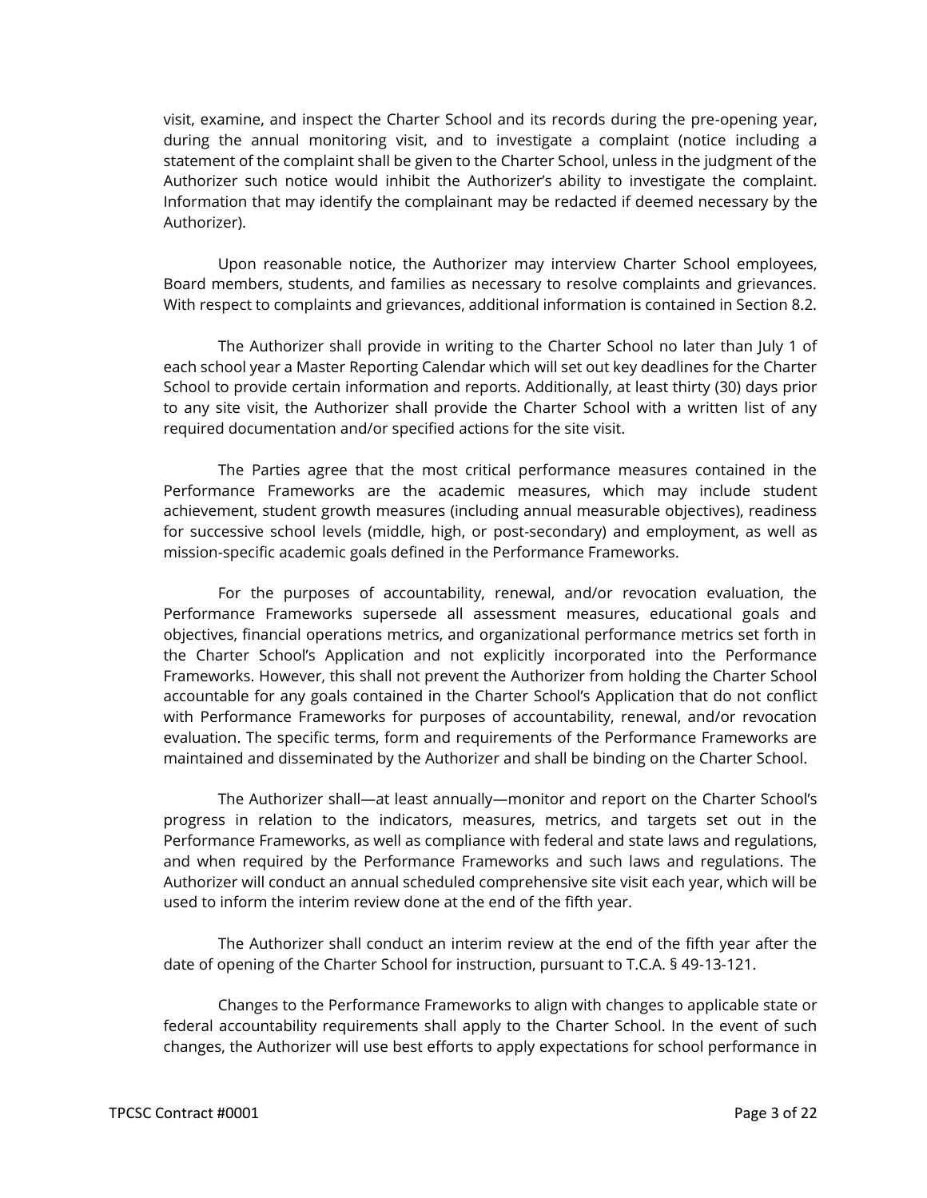visit, examine, and inspect the Charter School and its records during the pre-opening year, during the annual monitoring visit, and to investigate a complaint (notice including a statement of the complaint shall be given to the Charter School, unless in the judgment of the Authorizer such notice would inhibit the Authorizer's ability to investigate the complaint. Information that may identify the complainant may be redacted if deemed necessary by the Authorizer).

Upon reasonable notice, the Authorizer may interview Charter School employees, Board members, students, and families as necessary to resolve complaints and grievances. With respect to complaints and grievances, additional information is contained in Section 8.2.

The Authorizer shall provide in writing to the Charter School no later than July 1 of each school year a Master Reporting Calendar which will set out key deadlines for the Charter School to provide certain information and reports. Additionally, at least thirty (30) days prior to any site visit, the Authorizer shall provide the Charter School with a written list of any required documentation and/or specified actions for the site visit.

The Parties agree that the most critical performance measures contained in the Performance Frameworks are the academic measures, which may include student achievement, student growth measures (including annual measurable objectives), readiness for successive school levels (middle, high, or post-secondary) and employment, as well as mission-specific academic goals defined in the Performance Frameworks.

For the purposes of accountability, renewal, and/or revocation evaluation, the Performance Frameworks supersede all assessment measures, educational goals and objectives, financial operations metrics, and organizational performance metrics set forth in the Charter School's Application and not explicitly incorporated into the Performance Frameworks. However, this shall not prevent the Authorizer from holding the Charter School accountable for any goals contained in the Charter School's Application that do not conflict with Performance Frameworks for purposes of accountability, renewal, and/or revocation evaluation. The specific terms, form and requirements of the Performance Frameworks are maintained and disseminated by the Authorizer and shall be binding on the Charter School.

The Authorizer shall—at least annually—monitor and report on the Charter School's progress in relation to the indicators, measures, metrics, and targets set out in the Performance Frameworks, as well as compliance with federal and state laws and regulations, and when required by the Performance Frameworks and such laws and regulations. The Authorizer will conduct an annual scheduled comprehensive site visit each year, which will be used to inform the interim review done at the end of the fifth year.

The Authorizer shall conduct an interim review at the end of the fifth year after the date of opening of the Charter School for instruction, pursuant to T.C.A. § 49-13-121.

Changes to the Performance Frameworks to align with changes to applicable state or federal accountability requirements shall apply to the Charter School. In the event of such changes, the Authorizer will use best efforts to apply expectations for school performance in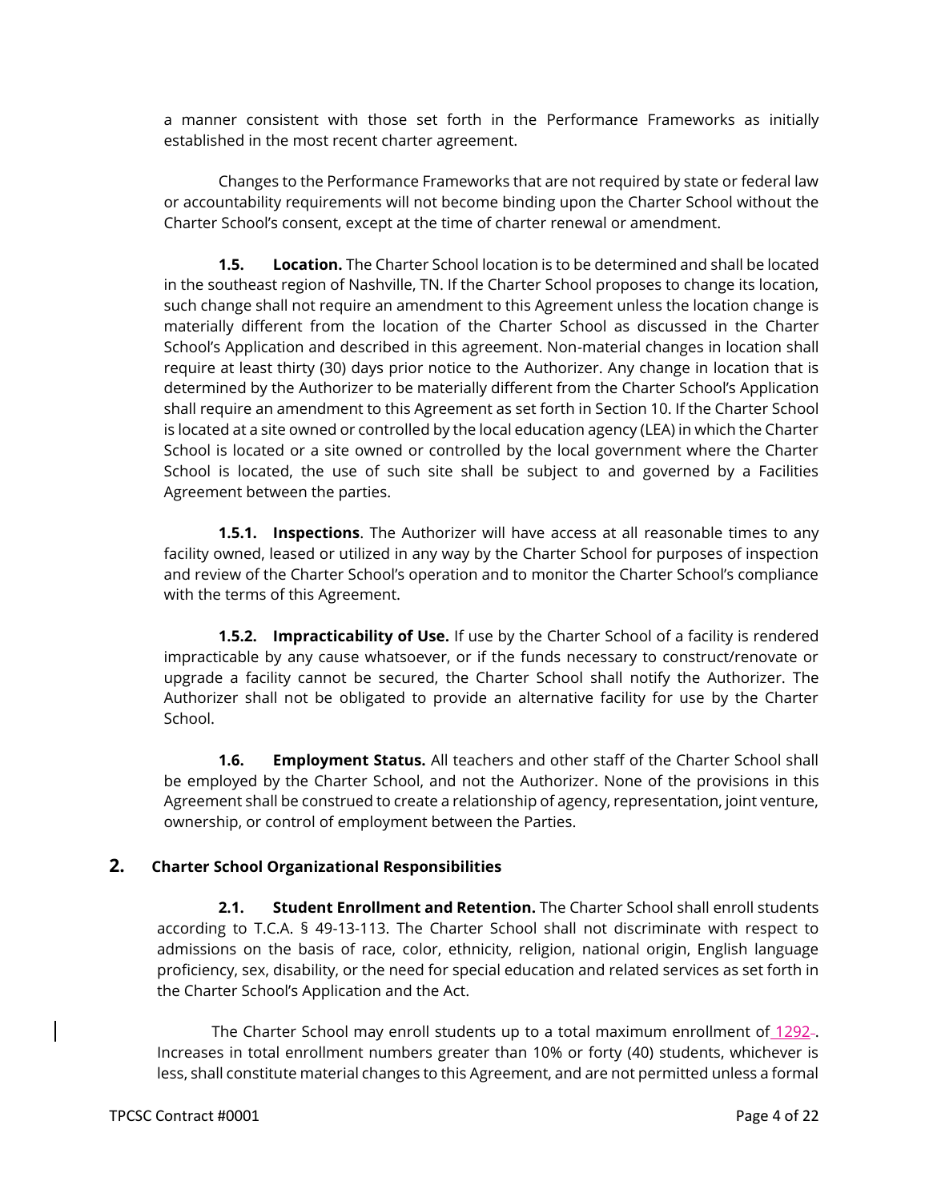a manner consistent with those set forth in the Performance Frameworks as initially established in the most recent charter agreement.

Changes to the Performance Frameworks that are not required by state or federal law or accountability requirements will not become binding upon the Charter School without the Charter School's consent, except at the time of charter renewal or amendment.

**1.5. Location.** The Charter School location is to be determined and shall be located in the southeast region of Nashville, TN. If the Charter School proposes to change its location, such change shall not require an amendment to this Agreement unless the location change is materially different from the location of the Charter School as discussed in the Charter School's Application and described in this agreement. Non-material changes in location shall require at least thirty (30) days prior notice to the Authorizer. Any change in location that is determined by the Authorizer to be materially different from the Charter School's Application shall require an amendment to this Agreement as set forth in Section 10. If the Charter School is located at a site owned or controlled by the local education agency (LEA) in which the Charter School is located or a site owned or controlled by the local government where the Charter School is located, the use of such site shall be subject to and governed by a Facilities Agreement between the parties.

**1.5.1. Inspections**. The Authorizer will have access at all reasonable times to any facility owned, leased or utilized in any way by the Charter School for purposes of inspection and review of the Charter School's operation and to monitor the Charter School's compliance with the terms of this Agreement.

**1.5.2. Impracticability of Use.** If use by the Charter School of a facility is rendered impracticable by any cause whatsoever, or if the funds necessary to construct/renovate or upgrade a facility cannot be secured, the Charter School shall notify the Authorizer. The Authorizer shall not be obligated to provide an alternative facility for use by the Charter School.

**1.6. Employment Status.** All teachers and other staff of the Charter School shall be employed by the Charter School, and not the Authorizer. None of the provisions in this Agreement shall be construed to create a relationship of agency, representation, joint venture, ownership, or control of employment between the Parties.

## 2. Charter School Organizational Responsibilities

**2.1. Student Enrollment and Retention.** The Charter School shall enroll students according to T.C.A. § 49-13-113. The Charter School shall not discriminate with respect to admissions on the basis of race, color, ethnicity, religion, national origin, English language proficiency, sex, disability, or the need for special education and related services as set forth in the Charter School's Application and the Act.

The Charter School may enroll students up to a total maximum enrollment of 1292. Increases in total enrollment numbers greater than 10% or forty (40) students, whichever is less, shall constitute material changes to this Agreement, and are not permitted unless a formal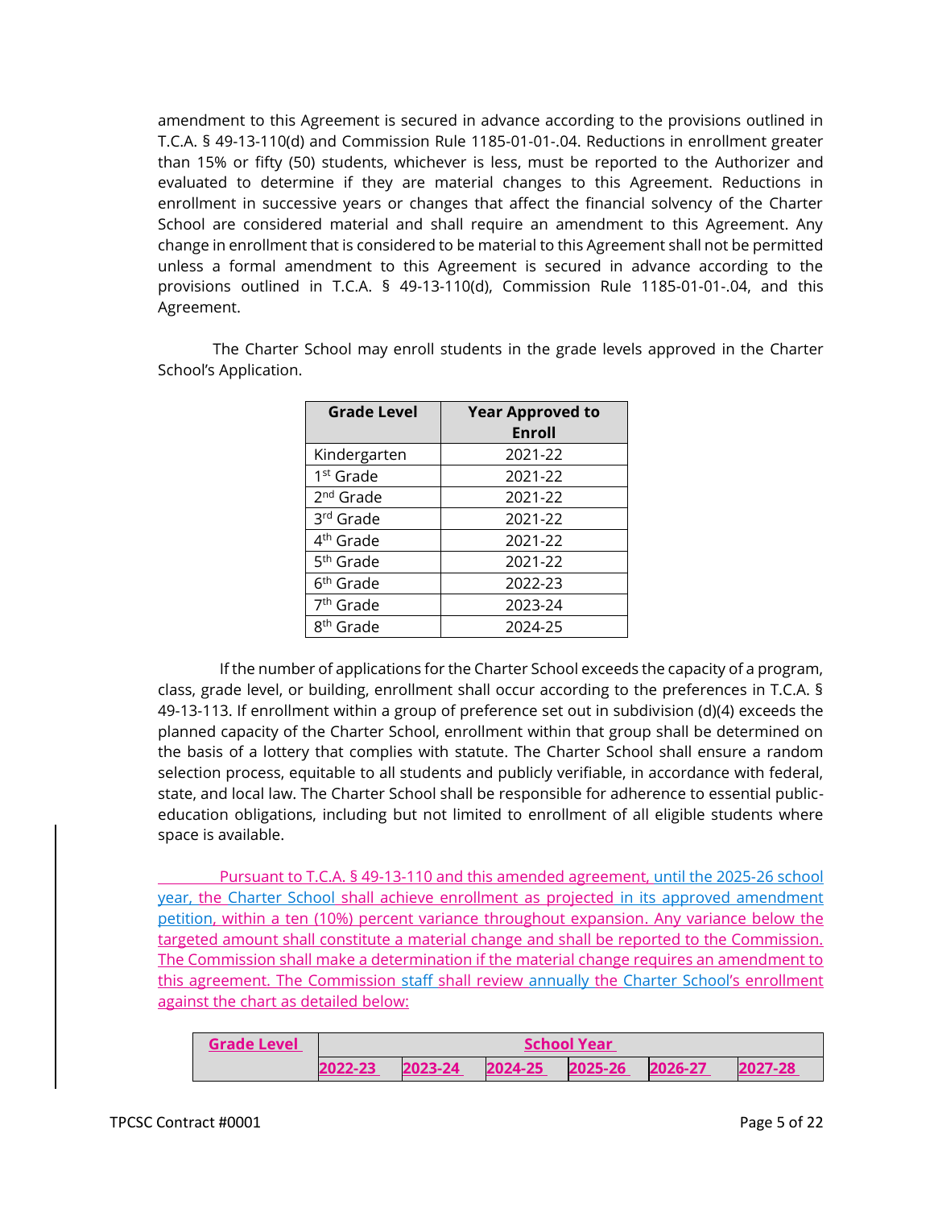amendment to this Agreement is secured in advance according to the provisions outlined in T.C.A. § 49-13-110(d) and Commission Rule 1185-01-01-.04. Reductions in enrollment greater than 15% or fifty (50) students, whichever is less, must be reported to the Authorizer and evaluated to determine if they are material changes to this Agreement. Reductions in enrollment in successive years or changes that affect the financial solvency of the Charter School are considered material and shall require an amendment to this Agreement. Any change in enrollment that is considered to be material to this Agreement shall not be permitted unless a formal amendment to this Agreement is secured in advance according to the provisions outlined in T.C.A. § 49-13-110(d), Commission Rule 1185-01-01-.04, and this Agreement.

The Charter School may enroll students in the grade levels approved in the Charter School's Application.

| Grade Level | Year Approved to Enroll |
|---|---|
| Kindergarten | 2021-22 |
| 1st Grade | 2021-22 |
| 2nd Grade | 2021-22 |
| 3rd Grade | 2021-22 |
| 4th Grade | 2021-22 |
| 5th Grade | 2021-22 |
| 6th Grade | 2022-23 |
| 7th Grade | 2023-24 |
| 8th Grade | 2024-25 |

If the number of applications for the Charter School exceeds the capacity of a program, class, grade level, or building, enrollment shall occur according to the preferences in T.C.A. § 49-13-113. If enrollment within a group of preference set out in subdivision (d)(4) exceeds the planned capacity of the Charter School, enrollment within that group shall be determined on the basis of a lottery that complies with statute. The Charter School shall ensure a random selection process, equitable to all students and publicly verifiable, in accordance with federal, state, and local law. The Charter School shall be responsible for adherence to essential public-education obligations, including but not limited to enrollment of all eligible students where space is available.

Pursuant to T.C.A. § 49-13-110 and this amended agreement, until the 2025-26 school year, the Charter School shall achieve enrollment as projected in its approved amendment petition, within a ten (10%) percent variance throughout expansion. Any variance below the targeted amount shall constitute a material change and shall be reported to the Commission. The Commission shall make a determination if the material change requires an amendment to this agreement. The Commission staff shall review annually the Charter School's enrollment against the chart as detailed below:

| Grade Level | School Year | | | | | |
|---|---|---|---|---|---|---|
| | 2022-23 | 2023-24 | 2024-25 | 2025-26 | 2026-27 | 2027-28 |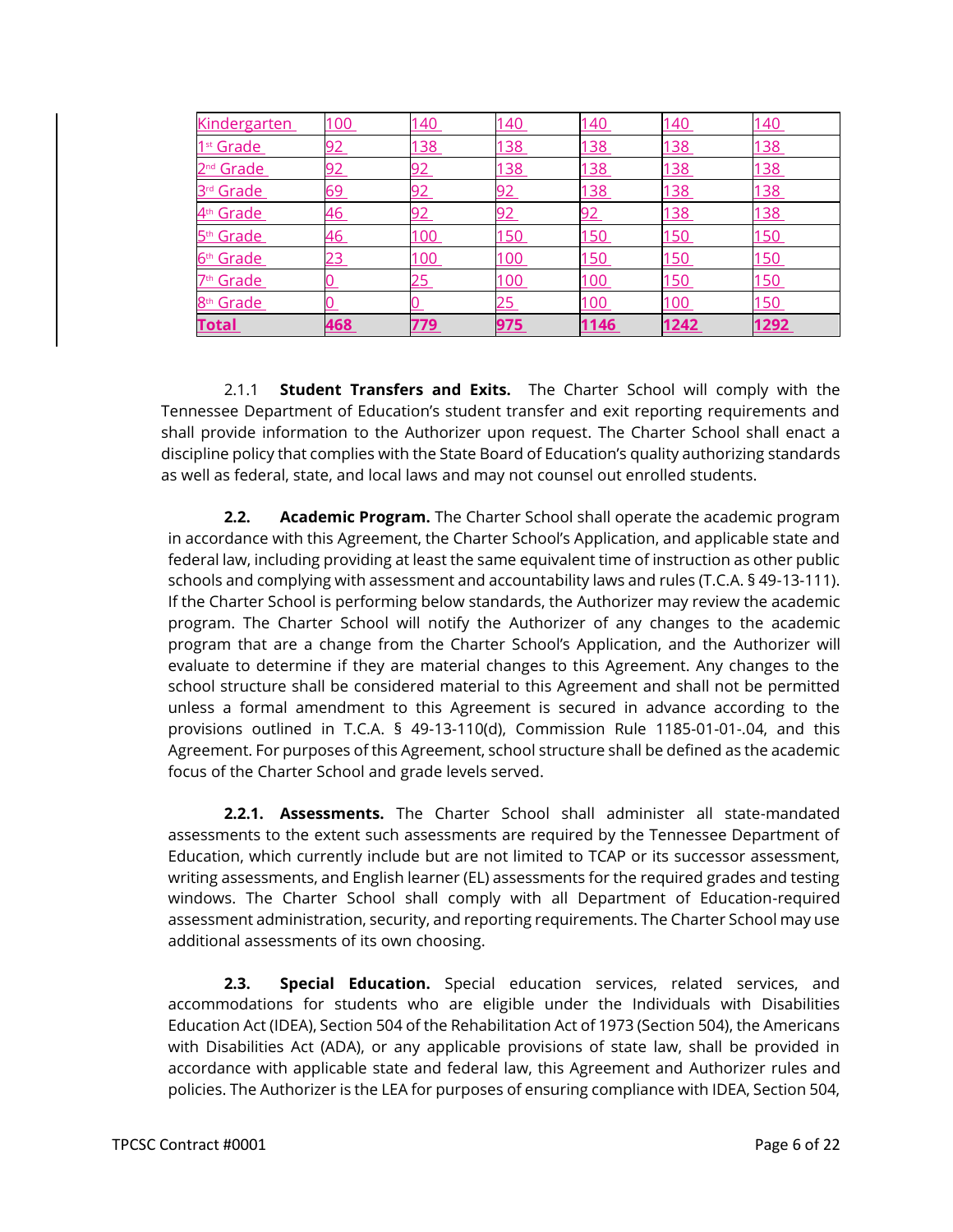| | | | | | | |
|---|---|---|---|---|---|---|
| Kindergarten | 100 | 140 | 140 | 140 | 140 | 140 |
| 1st Grade | 92 | 138 | 138 | 138 | 138 | 138 |
| 2nd Grade | 92 | 92 | 138 | 138 | 138 | 138 |
| 3rd Grade | 69 | 92 | 92 | 138 | 138 | 138 |
| 4th Grade | 46 | 92 | 92 | 92 | 138 | 138 |
| 5th Grade | 46 | 100 | 150 | 150 | 150 | 150 |
| 6th Grade | 23 | 100 | 100 | 150 | 150 | 150 |
| 7th Grade | 0 | 25 | 100 | 100 | 150 | 150 |
| 8th Grade | 0 | 0 | 25 | 100 | 100 | 150 |
| **Total** | **468** | **779** | **975** | **1146** | **1242** | **1292** |

2.1.1 **Student Transfers and Exits.** The Charter School will comply with the Tennessee Department of Education's student transfer and exit reporting requirements and shall provide information to the Authorizer upon request. The Charter School shall enact a discipline policy that complies with the State Board of Education's quality authorizing standards as well as federal, state, and local laws and may not counsel out enrolled students.

**2.2. Academic Program.** The Charter School shall operate the academic program in accordance with this Agreement, the Charter School's Application, and applicable state and federal law, including providing at least the same equivalent time of instruction as other public schools and complying with assessment and accountability laws and rules (T.C.A. § 49-13-111). If the Charter School is performing below standards, the Authorizer may review the academic program. The Charter School will notify the Authorizer of any changes to the academic program that are a change from the Charter School's Application, and the Authorizer will evaluate to determine if they are material changes to this Agreement. Any changes to the school structure shall be considered material to this Agreement and shall not be permitted unless a formal amendment to this Agreement is secured in advance according to the provisions outlined in T.C.A. § 49-13-110(d), Commission Rule 1185-01-01-.04, and this Agreement. For purposes of this Agreement, school structure shall be defined as the academic focus of the Charter School and grade levels served.

**2.2.1. Assessments.** The Charter School shall administer all state-mandated assessments to the extent such assessments are required by the Tennessee Department of Education, which currently include but are not limited to TCAP or its successor assessment, writing assessments, and English learner (EL) assessments for the required grades and testing windows. The Charter School shall comply with all Department of Education-required assessment administration, security, and reporting requirements. The Charter School may use additional assessments of its own choosing.

**2.3. Special Education.** Special education services, related services, and accommodations for students who are eligible under the Individuals with Disabilities Education Act (IDEA), Section 504 of the Rehabilitation Act of 1973 (Section 504), the Americans with Disabilities Act (ADA), or any applicable provisions of state law, shall be provided in accordance with applicable state and federal law, this Agreement and Authorizer rules and policies. The Authorizer is the LEA for purposes of ensuring compliance with IDEA, Section 504,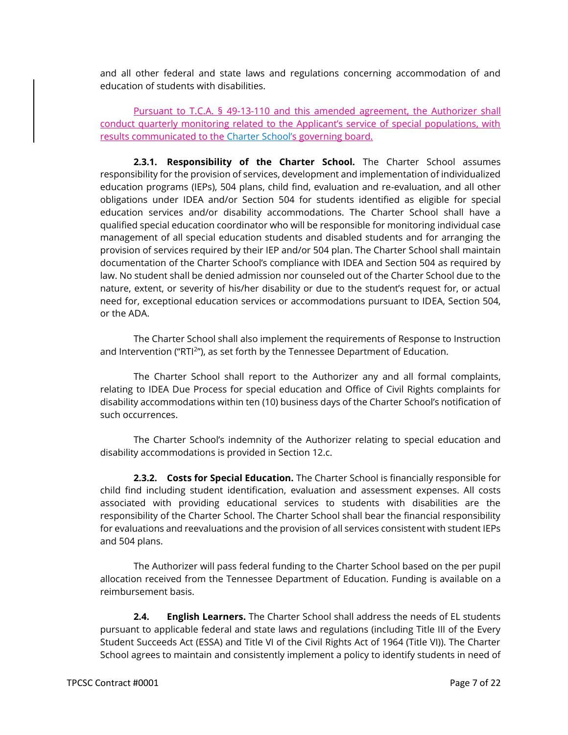and all other federal and state laws and regulations concerning accommodation of and education of students with disabilities.

Pursuant to T.C.A. § 49-13-110 and this amended agreement, the Authorizer shall conduct quarterly monitoring related to the Applicant's service of special populations, with results communicated to the Charter School's governing board.

**2.3.1. Responsibility of the Charter School.** The Charter School assumes responsibility for the provision of services, development and implementation of individualized education programs (IEPs), 504 plans, child find, evaluation and re-evaluation, and all other obligations under IDEA and/or Section 504 for students identified as eligible for special education services and/or disability accommodations. The Charter School shall have a qualified special education coordinator who will be responsible for monitoring individual case management of all special education students and disabled students and for arranging the provision of services required by their IEP and/or 504 plan. The Charter School shall maintain documentation of the Charter School's compliance with IDEA and Section 504 as required by law. No student shall be denied admission nor counseled out of the Charter School due to the nature, extent, or severity of his/her disability or due to the student's request for, or actual need for, exceptional education services or accommodations pursuant to IDEA, Section 504, or the ADA.

The Charter School shall also implement the requirements of Response to Instruction and Intervention ("RTI$^2$"), as set forth by the Tennessee Department of Education.

The Charter School shall report to the Authorizer any and all formal complaints, relating to IDEA Due Process for special education and Office of Civil Rights complaints for disability accommodations within ten (10) business days of the Charter School's notification of such occurrences.

The Charter School's indemnity of the Authorizer relating to special education and disability accommodations is provided in Section 12.c.

**2.3.2. Costs for Special Education.** The Charter School is financially responsible for child find including student identification, evaluation and assessment expenses. All costs associated with providing educational services to students with disabilities are the responsibility of the Charter School. The Charter School shall bear the financial responsibility for evaluations and reevaluations and the provision of all services consistent with student IEPs and 504 plans.

The Authorizer will pass federal funding to the Charter School based on the per pupil allocation received from the Tennessee Department of Education. Funding is available on a reimbursement basis.

**2.4. English Learners.** The Charter School shall address the needs of EL students pursuant to applicable federal and state laws and regulations (including Title III of the Every Student Succeeds Act (ESSA) and Title VI of the Civil Rights Act of 1964 (Title VI)). The Charter School agrees to maintain and consistently implement a policy to identify students in need of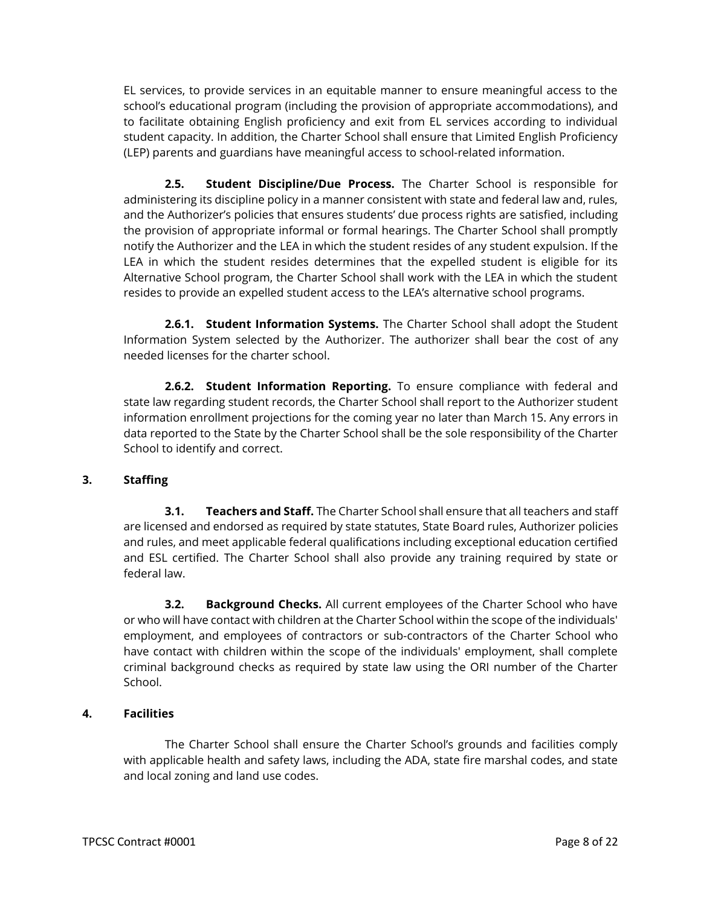EL services, to provide services in an equitable manner to ensure meaningful access to the school's educational program (including the provision of appropriate accommodations), and to facilitate obtaining English proficiency and exit from EL services according to individual student capacity. In addition, the Charter School shall ensure that Limited English Proficiency (LEP) parents and guardians have meaningful access to school-related information.

**2.5. Student Discipline/Due Process.** The Charter School is responsible for administering its discipline policy in a manner consistent with state and federal law and, rules, and the Authorizer's policies that ensures students' due process rights are satisfied, including the provision of appropriate informal or formal hearings. The Charter School shall promptly notify the Authorizer and the LEA in which the student resides of any student expulsion. If the LEA in which the student resides determines that the expelled student is eligible for its Alternative School program, the Charter School shall work with the LEA in which the student resides to provide an expelled student access to the LEA's alternative school programs.

**2.6.1. Student Information Systems.** The Charter School shall adopt the Student Information System selected by the Authorizer. The authorizer shall bear the cost of any needed licenses for the charter school.

**2.6.2. Student Information Reporting.** To ensure compliance with federal and state law regarding student records, the Charter School shall report to the Authorizer student information enrollment projections for the coming year no later than March 15. Any errors in data reported to the State by the Charter School shall be the sole responsibility of the Charter School to identify and correct.

## 3. Staffing

**3.1. Teachers and Staff.** The Charter School shall ensure that all teachers and staff are licensed and endorsed as required by state statutes, State Board rules, Authorizer policies and rules, and meet applicable federal qualifications including exceptional education certified and ESL certified. The Charter School shall also provide any training required by state or federal law.

**3.2. Background Checks.** All current employees of the Charter School who have or who will have contact with children at the Charter School within the scope of the individuals' employment, and employees of contractors or sub-contractors of the Charter School who have contact with children within the scope of the individuals' employment, shall complete criminal background checks as required by state law using the ORI number of the Charter School.

## 4. Facilities

The Charter School shall ensure the Charter School's grounds and facilities comply with applicable health and safety laws, including the ADA, state fire marshal codes, and state and local zoning and land use codes.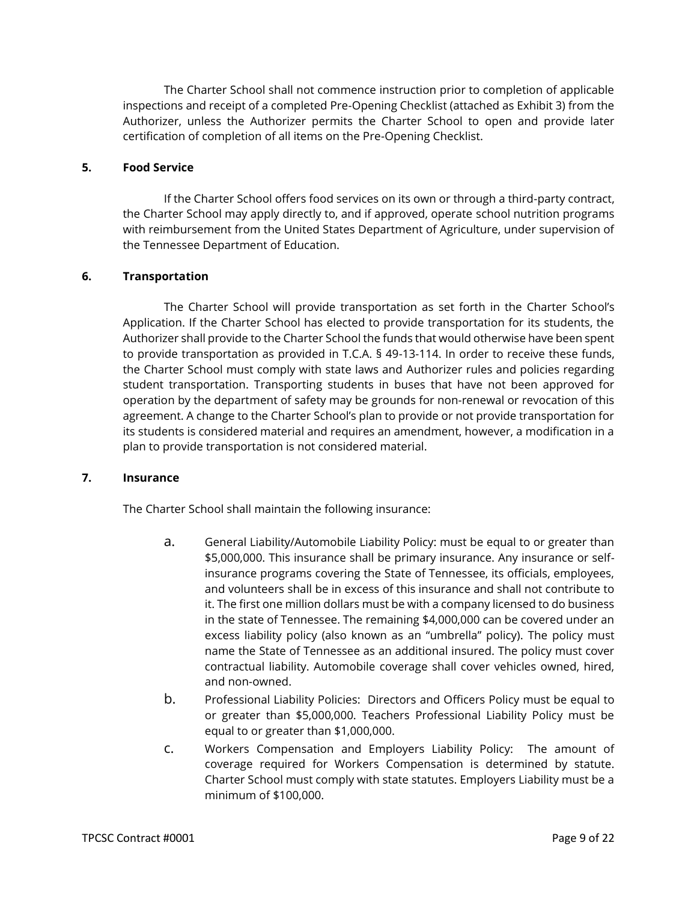The Charter School shall not commence instruction prior to completion of applicable inspections and receipt of a completed Pre-Opening Checklist (attached as Exhibit 3) from the Authorizer, unless the Authorizer permits the Charter School to open and provide later certification of completion of all items on the Pre-Opening Checklist.

**5. Food Service**

If the Charter School offers food services on its own or through a third-party contract, the Charter School may apply directly to, and if approved, operate school nutrition programs with reimbursement from the United States Department of Agriculture, under supervision of the Tennessee Department of Education.

**6. Transportation**

The Charter School will provide transportation as set forth in the Charter School's Application. If the Charter School has elected to provide transportation for its students, the Authorizer shall provide to the Charter School the funds that would otherwise have been spent to provide transportation as provided in T.C.A. § 49-13-114. In order to receive these funds, the Charter School must comply with state laws and Authorizer rules and policies regarding student transportation. Transporting students in buses that have not been approved for operation by the department of safety may be grounds for non-renewal or revocation of this agreement. A change to the Charter School's plan to provide or not provide transportation for its students is considered material and requires an amendment, however, a modification in a plan to provide transportation is not considered material.

**7. Insurance**

The Charter School shall maintain the following insurance:

a. General Liability/Automobile Liability Policy: must be equal to or greater than $5,000,000. This insurance shall be primary insurance. Any insurance or self-insurance programs covering the State of Tennessee, its officials, employees, and volunteers shall be in excess of this insurance and shall not contribute to it. The first one million dollars must be with a company licensed to do business in the state of Tennessee. The remaining $4,000,000 can be covered under an excess liability policy (also known as an "umbrella" policy). The policy must name the State of Tennessee as an additional insured. The policy must cover contractual liability. Automobile coverage shall cover vehicles owned, hired, and non-owned.

b. Professional Liability Policies: Directors and Officers Policy must be equal to or greater than $5,000,000. Teachers Professional Liability Policy must be equal to or greater than $1,000,000.

c. Workers Compensation and Employers Liability Policy: The amount of coverage required for Workers Compensation is determined by statute. Charter School must comply with state statutes. Employers Liability must be a minimum of $100,000.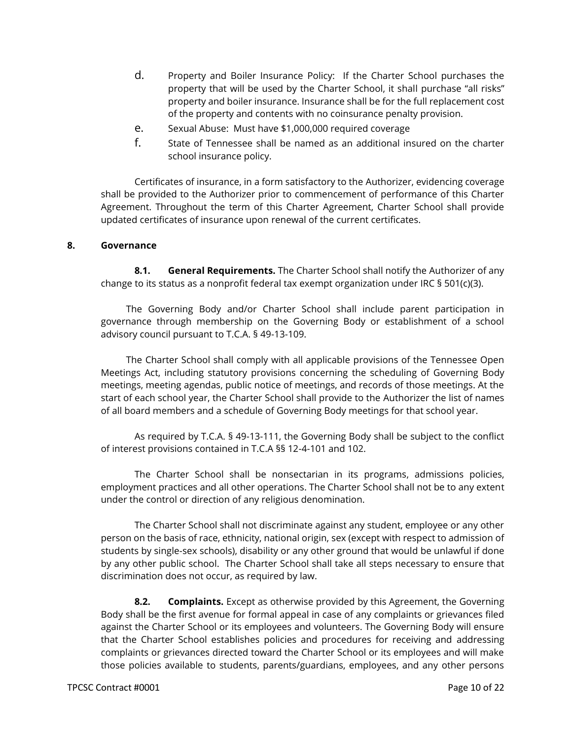d. Property and Boiler Insurance Policy: If the Charter School purchases the property that will be used by the Charter School, it shall purchase "all risks" property and boiler insurance. Insurance shall be for the full replacement cost of the property and contents with no coinsurance penalty provision.

e. Sexual Abuse: Must have $1,000,000 required coverage

f. State of Tennessee shall be named as an additional insured on the charter school insurance policy.

Certificates of insurance, in a form satisfactory to the Authorizer, evidencing coverage shall be provided to the Authorizer prior to commencement of performance of this Charter Agreement. Throughout the term of this Charter Agreement, Charter School shall provide updated certificates of insurance upon renewal of the current certificates.

## 8. Governance

**8.1. General Requirements.** The Charter School shall notify the Authorizer of any change to its status as a nonprofit federal tax exempt organization under IRC § 501(c)(3).

The Governing Body and/or Charter School shall include parent participation in governance through membership on the Governing Body or establishment of a school advisory council pursuant to T.C.A. § 49-13-109.

The Charter School shall comply with all applicable provisions of the Tennessee Open Meetings Act, including statutory provisions concerning the scheduling of Governing Body meetings, meeting agendas, public notice of meetings, and records of those meetings. At the start of each school year, the Charter School shall provide to the Authorizer the list of names of all board members and a schedule of Governing Body meetings for that school year.

As required by T.C.A. § 49-13-111, the Governing Body shall be subject to the conflict of interest provisions contained in T.C.A §§ 12-4-101 and 102.

The Charter School shall be nonsectarian in its programs, admissions policies, employment practices and all other operations. The Charter School shall not be to any extent under the control or direction of any religious denomination.

The Charter School shall not discriminate against any student, employee or any other person on the basis of race, ethnicity, national origin, sex (except with respect to admission of students by single-sex schools), disability or any other ground that would be unlawful if done by any other public school. The Charter School shall take all steps necessary to ensure that discrimination does not occur, as required by law.

**8.2. Complaints.** Except as otherwise provided by this Agreement, the Governing Body shall be the first avenue for formal appeal in case of any complaints or grievances filed against the Charter School or its employees and volunteers. The Governing Body will ensure that the Charter School establishes policies and procedures for receiving and addressing complaints or grievances directed toward the Charter School or its employees and will make those policies available to students, parents/guardians, employees, and any other persons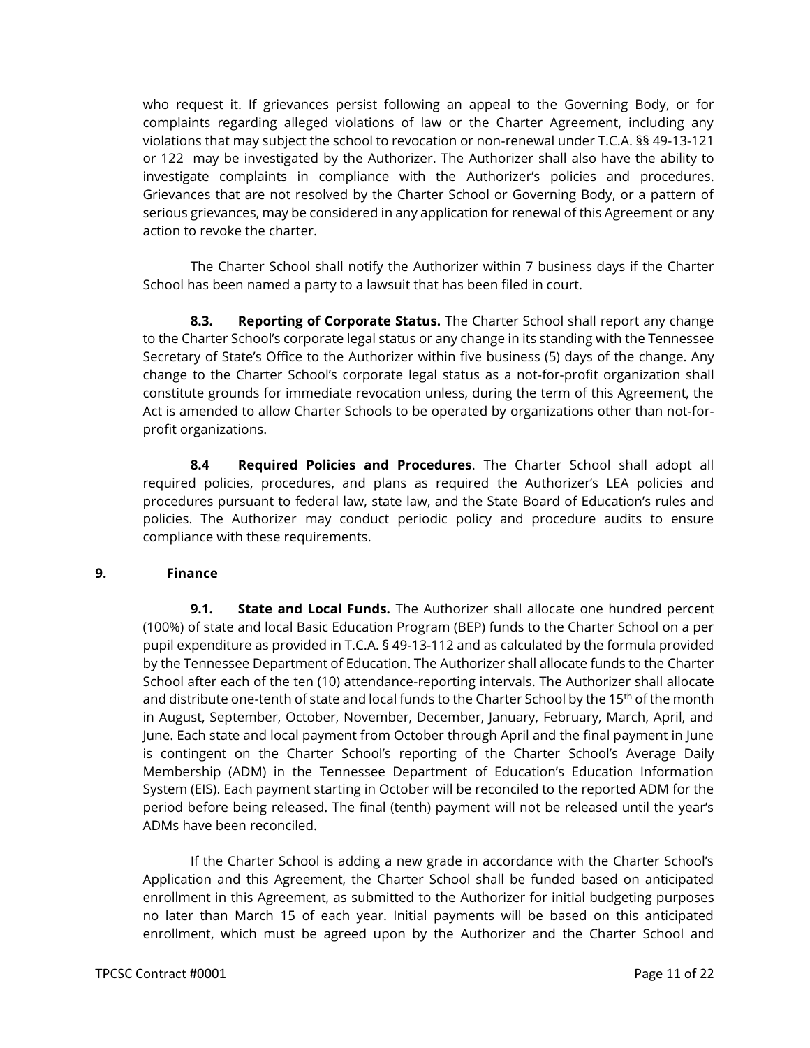who request it. If grievances persist following an appeal to the Governing Body, or for complaints regarding alleged violations of law or the Charter Agreement, including any violations that may subject the school to revocation or non-renewal under T.C.A. §§ 49-13-121 or 122 may be investigated by the Authorizer. The Authorizer shall also have the ability to investigate complaints in compliance with the Authorizer's policies and procedures. Grievances that are not resolved by the Charter School or Governing Body, or a pattern of serious grievances, may be considered in any application for renewal of this Agreement or any action to revoke the charter.

The Charter School shall notify the Authorizer within 7 business days if the Charter School has been named a party to a lawsuit that has been filed in court.

**8.3. Reporting of Corporate Status.** The Charter School shall report any change to the Charter School's corporate legal status or any change in its standing with the Tennessee Secretary of State's Office to the Authorizer within five business (5) days of the change. Any change to the Charter School's corporate legal status as a not-for-profit organization shall constitute grounds for immediate revocation unless, during the term of this Agreement, the Act is amended to allow Charter Schools to be operated by organizations other than not-for-profit organizations.

**8.4 Required Policies and Procedures**. The Charter School shall adopt all required policies, procedures, and plans as required the Authorizer's LEA policies and procedures pursuant to federal law, state law, and the State Board of Education's rules and policies. The Authorizer may conduct periodic policy and procedure audits to ensure compliance with these requirements.

## 9. Finance

**9.1. State and Local Funds.** The Authorizer shall allocate one hundred percent (100%) of state and local Basic Education Program (BEP) funds to the Charter School on a per pupil expenditure as provided in T.C.A. § 49-13-112 and as calculated by the formula provided by the Tennessee Department of Education. The Authorizer shall allocate funds to the Charter School after each of the ten (10) attendance-reporting intervals. The Authorizer shall allocate and distribute one-tenth of state and local funds to the Charter School by the 15th of the month in August, September, October, November, December, January, February, March, April, and June. Each state and local payment from October through April and the final payment in June is contingent on the Charter School's reporting of the Charter School's Average Daily Membership (ADM) in the Tennessee Department of Education's Education Information System (EIS). Each payment starting in October will be reconciled to the reported ADM for the period before being released. The final (tenth) payment will not be released until the year's ADMs have been reconciled.

If the Charter School is adding a new grade in accordance with the Charter School's Application and this Agreement, the Charter School shall be funded based on anticipated enrollment in this Agreement, as submitted to the Authorizer for initial budgeting purposes no later than March 15 of each year. Initial payments will be based on this anticipated enrollment, which must be agreed upon by the Authorizer and the Charter School and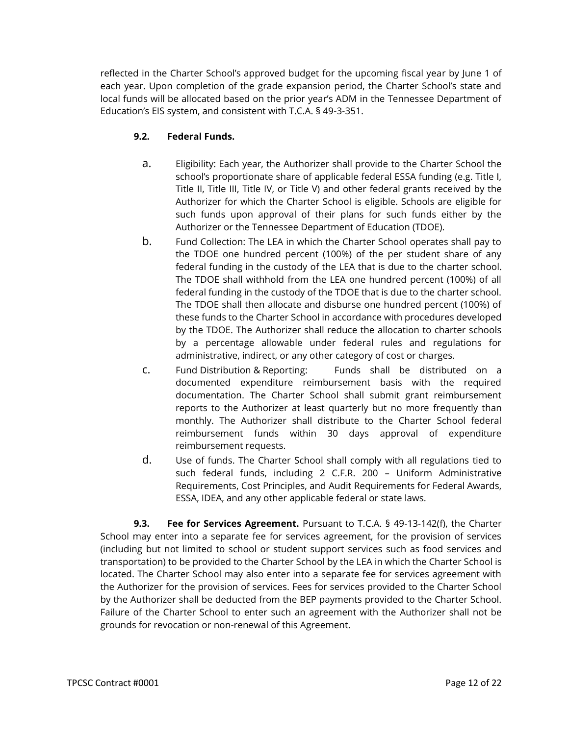reflected in the Charter School's approved budget for the upcoming fiscal year by June 1 of each year. Upon completion of the grade expansion period, the Charter School's state and local funds will be allocated based on the prior year's ADM in the Tennessee Department of Education's EIS system, and consistent with T.C.A. § 49-3-351.

**9.2. Federal Funds.**

a. Eligibility: Each year, the Authorizer shall provide to the Charter School the school's proportionate share of applicable federal ESSA funding (e.g. Title I, Title II, Title III, Title IV, or Title V) and other federal grants received by the Authorizer for which the Charter School is eligible. Schools are eligible for such funds upon approval of their plans for such funds either by the Authorizer or the Tennessee Department of Education (TDOE).

b. Fund Collection: The LEA in which the Charter School operates shall pay to the TDOE one hundred percent (100%) of the per student share of any federal funding in the custody of the LEA that is due to the charter school. The TDOE shall withhold from the LEA one hundred percent (100%) of all federal funding in the custody of the TDOE that is due to the charter school. The TDOE shall then allocate and disburse one hundred percent (100%) of these funds to the Charter School in accordance with procedures developed by the TDOE. The Authorizer shall reduce the allocation to charter schools by a percentage allowable under federal rules and regulations for administrative, indirect, or any other category of cost or charges.

c. Fund Distribution & Reporting: Funds shall be distributed on a documented expenditure reimbursement basis with the required documentation. The Charter School shall submit grant reimbursement reports to the Authorizer at least quarterly but no more frequently than monthly. The Authorizer shall distribute to the Charter School federal reimbursement funds within 30 days approval of expenditure reimbursement requests.

d. Use of funds. The Charter School shall comply with all regulations tied to such federal funds, including 2 C.F.R. 200 – Uniform Administrative Requirements, Cost Principles, and Audit Requirements for Federal Awards, ESSA, IDEA, and any other applicable federal or state laws.

**9.3. Fee for Services Agreement.** Pursuant to T.C.A. § 49-13-142(f), the Charter School may enter into a separate fee for services agreement, for the provision of services (including but not limited to school or student support services such as food services and transportation) to be provided to the Charter School by the LEA in which the Charter School is located. The Charter School may also enter into a separate fee for services agreement with the Authorizer for the provision of services. Fees for services provided to the Charter School by the Authorizer shall be deducted from the BEP payments provided to the Charter School. Failure of the Charter School to enter such an agreement with the Authorizer shall not be grounds for revocation or non-renewal of this Agreement.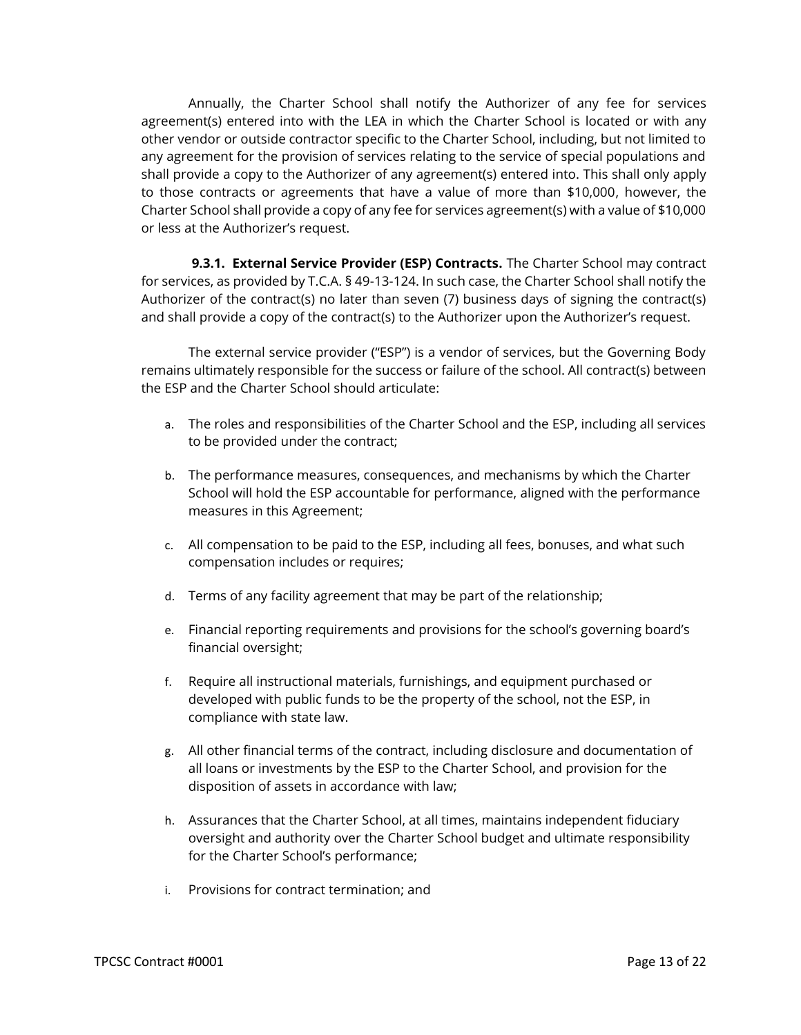Annually, the Charter School shall notify the Authorizer of any fee for services agreement(s) entered into with the LEA in which the Charter School is located or with any other vendor or outside contractor specific to the Charter School, including, but not limited to any agreement for the provision of services relating to the service of special populations and shall provide a copy to the Authorizer of any agreement(s) entered into. This shall only apply to those contracts or agreements that have a value of more than $10,000, however, the Charter School shall provide a copy of any fee for services agreement(s) with a value of $10,000 or less at the Authorizer's request.

**9.3.1. External Service Provider (ESP) Contracts.** The Charter School may contract for services, as provided by T.C.A. § 49-13-124. In such case, the Charter School shall notify the Authorizer of the contract(s) no later than seven (7) business days of signing the contract(s) and shall provide a copy of the contract(s) to the Authorizer upon the Authorizer's request.

The external service provider ("ESP") is a vendor of services, but the Governing Body remains ultimately responsible for the success or failure of the school. All contract(s) between the ESP and the Charter School should articulate:

a. The roles and responsibilities of the Charter School and the ESP, including all services to be provided under the contract;

b. The performance measures, consequences, and mechanisms by which the Charter School will hold the ESP accountable for performance, aligned with the performance measures in this Agreement;

c. All compensation to be paid to the ESP, including all fees, bonuses, and what such compensation includes or requires;

d. Terms of any facility agreement that may be part of the relationship;

e. Financial reporting requirements and provisions for the school's governing board's financial oversight;

f. Require all instructional materials, furnishings, and equipment purchased or developed with public funds to be the property of the school, not the ESP, in compliance with state law.

g. All other financial terms of the contract, including disclosure and documentation of all loans or investments by the ESP to the Charter School, and provision for the disposition of assets in accordance with law;

h. Assurances that the Charter School, at all times, maintains independent fiduciary oversight and authority over the Charter School budget and ultimate responsibility for the Charter School's performance;

i. Provisions for contract termination; and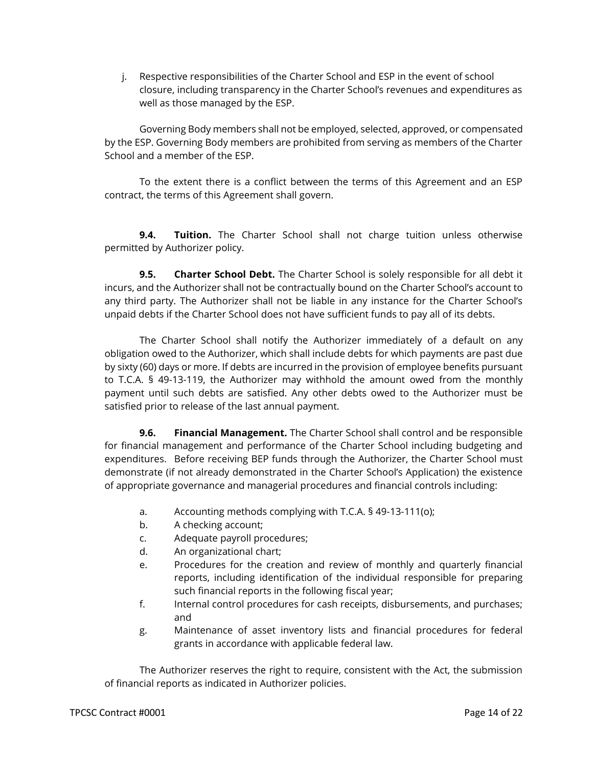j. Respective responsibilities of the Charter School and ESP in the event of school closure, including transparency in the Charter School's revenues and expenditures as well as those managed by the ESP.

Governing Body members shall not be employed, selected, approved, or compensated by the ESP. Governing Body members are prohibited from serving as members of the Charter School and a member of the ESP.

To the extent there is a conflict between the terms of this Agreement and an ESP contract, the terms of this Agreement shall govern.

**9.4. Tuition.** The Charter School shall not charge tuition unless otherwise permitted by Authorizer policy.

**9.5. Charter School Debt.** The Charter School is solely responsible for all debt it incurs, and the Authorizer shall not be contractually bound on the Charter School's account to any third party. The Authorizer shall not be liable in any instance for the Charter School's unpaid debts if the Charter School does not have sufficient funds to pay all of its debts.

The Charter School shall notify the Authorizer immediately of a default on any obligation owed to the Authorizer, which shall include debts for which payments are past due by sixty (60) days or more. If debts are incurred in the provision of employee benefits pursuant to T.C.A. § 49-13-119, the Authorizer may withhold the amount owed from the monthly payment until such debts are satisfied. Any other debts owed to the Authorizer must be satisfied prior to release of the last annual payment.

**9.6. Financial Management.** The Charter School shall control and be responsible for financial management and performance of the Charter School including budgeting and expenditures. Before receiving BEP funds through the Authorizer, the Charter School must demonstrate (if not already demonstrated in the Charter School's Application) the existence of appropriate governance and managerial procedures and financial controls including:

a. Accounting methods complying with T.C.A. § 49-13-111(o);
b. A checking account;
c. Adequate payroll procedures;
d. An organizational chart;
e. Procedures for the creation and review of monthly and quarterly financial reports, including identification of the individual responsible for preparing such financial reports in the following fiscal year;
f. Internal control procedures for cash receipts, disbursements, and purchases; and
g. Maintenance of asset inventory lists and financial procedures for federal grants in accordance with applicable federal law.

The Authorizer reserves the right to require, consistent with the Act, the submission of financial reports as indicated in Authorizer policies.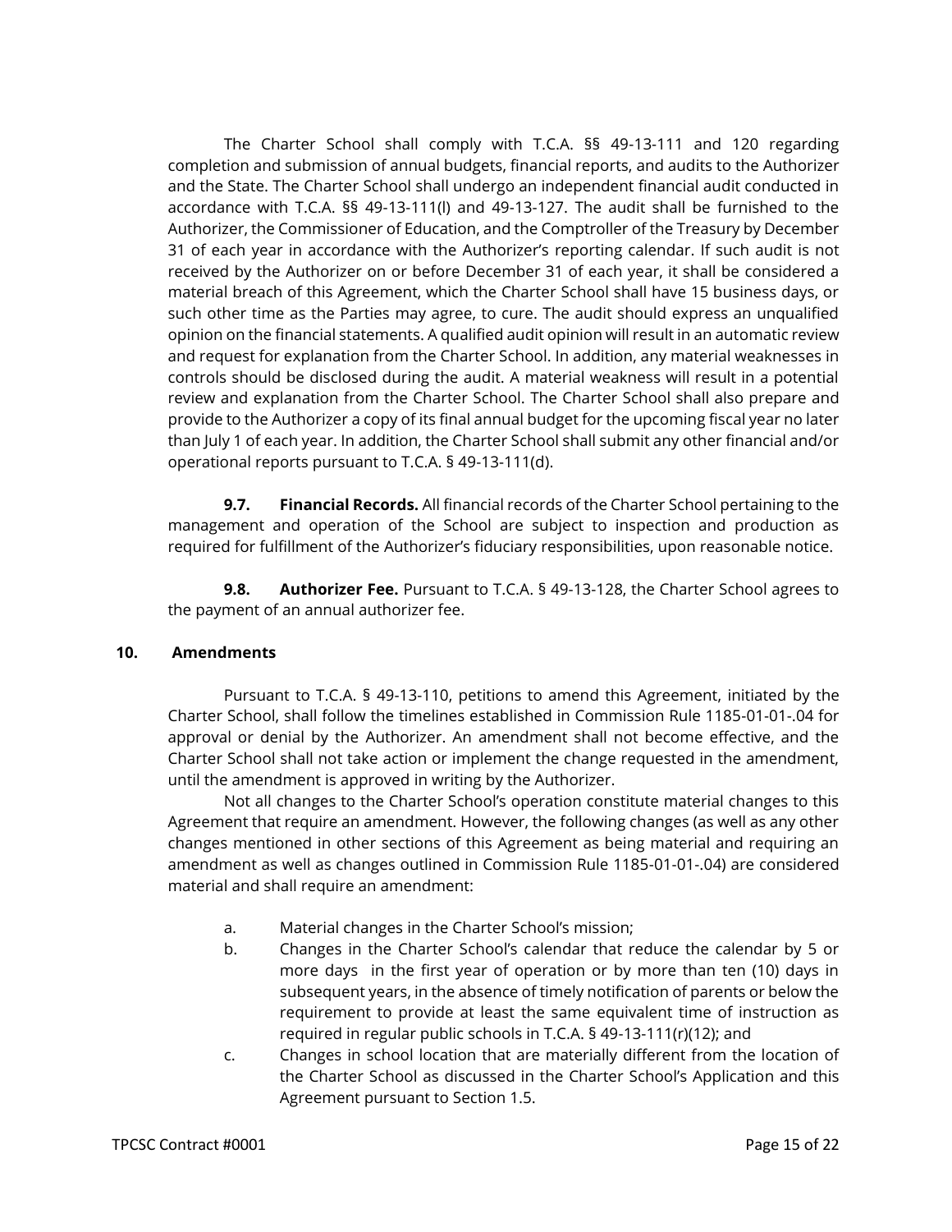The Charter School shall comply with T.C.A. §§ 49-13-111 and 120 regarding completion and submission of annual budgets, financial reports, and audits to the Authorizer and the State. The Charter School shall undergo an independent financial audit conducted in accordance with T.C.A. §§ 49-13-111(l) and 49-13-127. The audit shall be furnished to the Authorizer, the Commissioner of Education, and the Comptroller of the Treasury by December 31 of each year in accordance with the Authorizer's reporting calendar. If such audit is not received by the Authorizer on or before December 31 of each year, it shall be considered a material breach of this Agreement, which the Charter School shall have 15 business days, or such other time as the Parties may agree, to cure. The audit should express an unqualified opinion on the financial statements. A qualified audit opinion will result in an automatic review and request for explanation from the Charter School. In addition, any material weaknesses in controls should be disclosed during the audit. A material weakness will result in a potential review and explanation from the Charter School. The Charter School shall also prepare and provide to the Authorizer a copy of its final annual budget for the upcoming fiscal year no later than July 1 of each year. In addition, the Charter School shall submit any other financial and/or operational reports pursuant to T.C.A. § 49-13-111(d).

**9.7. Financial Records.** All financial records of the Charter School pertaining to the management and operation of the School are subject to inspection and production as required for fulfillment of the Authorizer's fiduciary responsibilities, upon reasonable notice.

**9.8. Authorizer Fee.** Pursuant to T.C.A. § 49-13-128, the Charter School agrees to the payment of an annual authorizer fee.

## 10. Amendments

Pursuant to T.C.A. § 49-13-110, petitions to amend this Agreement, initiated by the Charter School, shall follow the timelines established in Commission Rule 1185-01-01-.04 for approval or denial by the Authorizer. An amendment shall not become effective, and the Charter School shall not take action or implement the change requested in the amendment, until the amendment is approved in writing by the Authorizer.

Not all changes to the Charter School's operation constitute material changes to this Agreement that require an amendment. However, the following changes (as well as any other changes mentioned in other sections of this Agreement as being material and requiring an amendment as well as changes outlined in Commission Rule 1185-01-01-.04) are considered material and shall require an amendment:

a. Material changes in the Charter School's mission;

b. Changes in the Charter School's calendar that reduce the calendar by 5 or more days in the first year of operation or by more than ten (10) days in subsequent years, in the absence of timely notification of parents or below the requirement to provide at least the same equivalent time of instruction as required in regular public schools in T.C.A. § 49-13-111(r)(12); and

c. Changes in school location that are materially different from the location of the Charter School as discussed in the Charter School's Application and this Agreement pursuant to Section 1.5.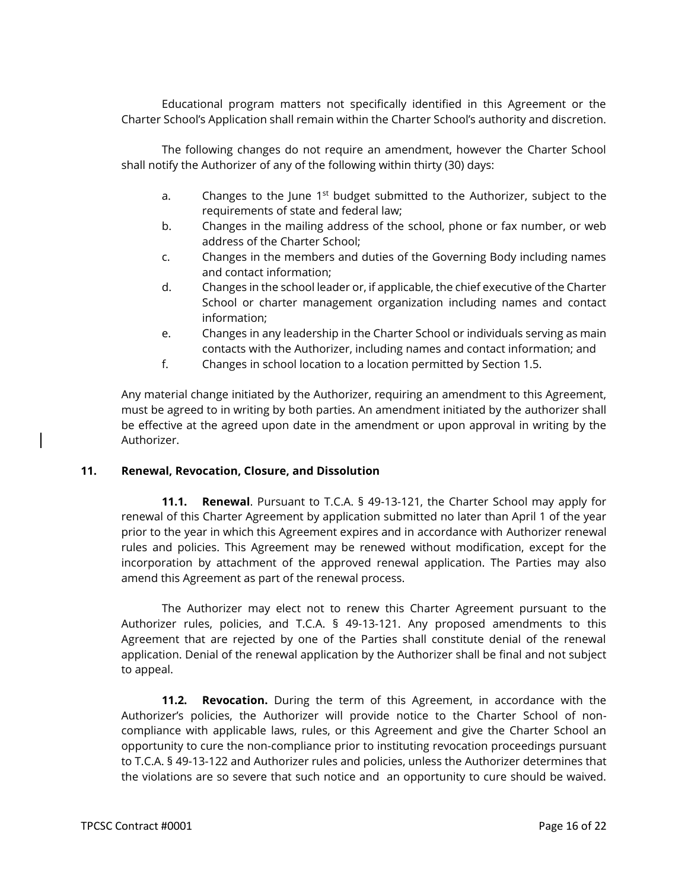Educational program matters not specifically identified in this Agreement or the Charter School's Application shall remain within the Charter School's authority and discretion.

The following changes do not require an amendment, however the Charter School shall notify the Authorizer of any of the following within thirty (30) days:

a. Changes to the June 1st budget submitted to the Authorizer, subject to the requirements of state and federal law;
b. Changes in the mailing address of the school, phone or fax number, or web address of the Charter School;
c. Changes in the members and duties of the Governing Body including names and contact information;
d. Changes in the school leader or, if applicable, the chief executive of the Charter School or charter management organization including names and contact information;
e. Changes in any leadership in the Charter School or individuals serving as main contacts with the Authorizer, including names and contact information; and
f. Changes in school location to a location permitted by Section 1.5.

Any material change initiated by the Authorizer, requiring an amendment to this Agreement, must be agreed to in writing by both parties. An amendment initiated by the authorizer shall be effective at the agreed upon date in the amendment or upon approval in writing by the Authorizer.

## 11. Renewal, Revocation, Closure, and Dissolution

**11.1. Renewal**. Pursuant to T.C.A. § 49-13-121, the Charter School may apply for renewal of this Charter Agreement by application submitted no later than April 1 of the year prior to the year in which this Agreement expires and in accordance with Authorizer renewal rules and policies. This Agreement may be renewed without modification, except for the incorporation by attachment of the approved renewal application. The Parties may also amend this Agreement as part of the renewal process.

The Authorizer may elect not to renew this Charter Agreement pursuant to the Authorizer rules, policies, and T.C.A. § 49-13-121. Any proposed amendments to this Agreement that are rejected by one of the Parties shall constitute denial of the renewal application. Denial of the renewal application by the Authorizer shall be final and not subject to appeal.

**11.2. Revocation.** During the term of this Agreement, in accordance with the Authorizer's policies, the Authorizer will provide notice to the Charter School of non-compliance with applicable laws, rules, or this Agreement and give the Charter School an opportunity to cure the non-compliance prior to instituting revocation proceedings pursuant to T.C.A. § 49-13-122 and Authorizer rules and policies, unless the Authorizer determines that the violations are so severe that such notice and an opportunity to cure should be waived.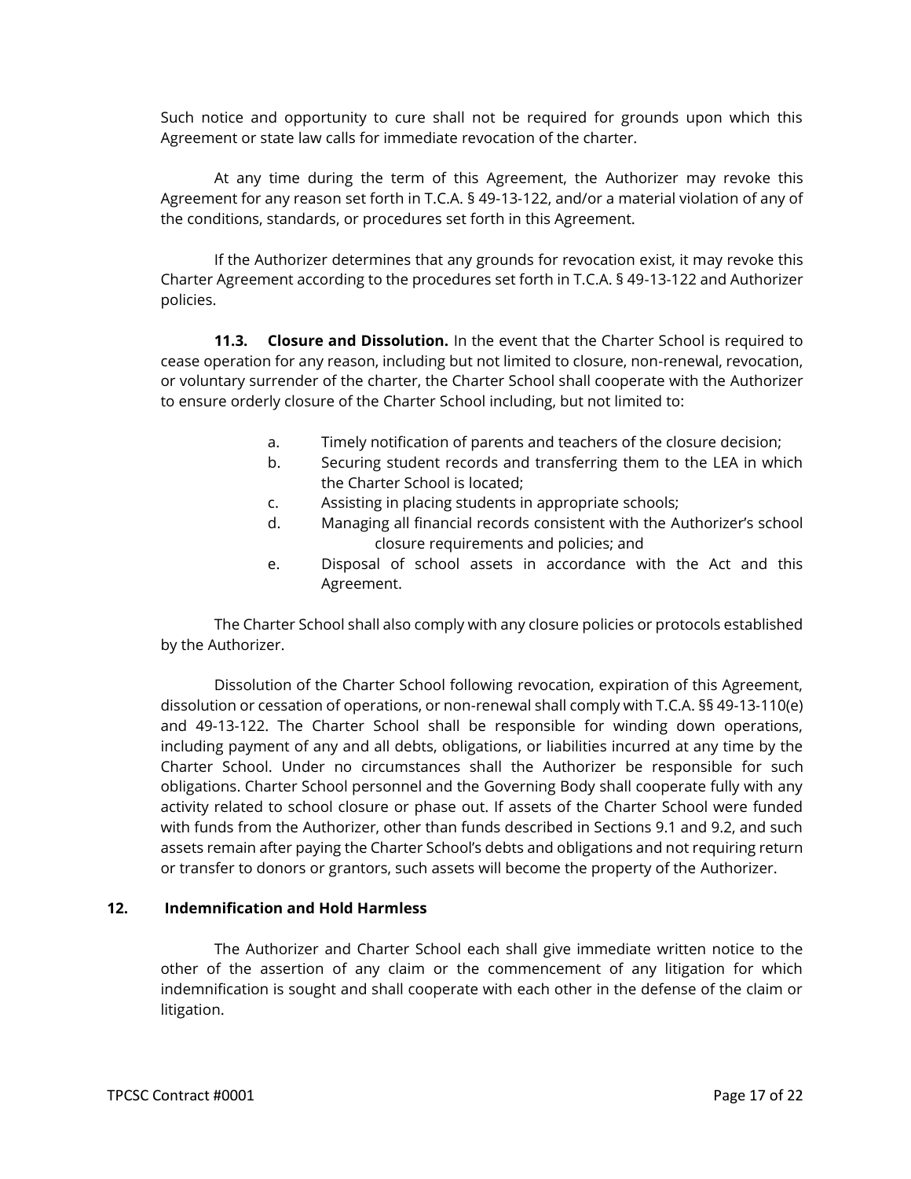Such notice and opportunity to cure shall not be required for grounds upon which this Agreement or state law calls for immediate revocation of the charter.

At any time during the term of this Agreement, the Authorizer may revoke this Agreement for any reason set forth in T.C.A. § 49-13-122, and/or a material violation of any of the conditions, standards, or procedures set forth in this Agreement.

If the Authorizer determines that any grounds for revocation exist, it may revoke this Charter Agreement according to the procedures set forth in T.C.A. § 49-13-122 and Authorizer policies.

**11.3. Closure and Dissolution.** In the event that the Charter School is required to cease operation for any reason, including but not limited to closure, non-renewal, revocation, or voluntary surrender of the charter, the Charter School shall cooperate with the Authorizer to ensure orderly closure of the Charter School including, but not limited to:

a. Timely notification of parents and teachers of the closure decision;
b. Securing student records and transferring them to the LEA in which the Charter School is located;
c. Assisting in placing students in appropriate schools;
d. Managing all financial records consistent with the Authorizer's school closure requirements and policies; and
e. Disposal of school assets in accordance with the Act and this Agreement.

The Charter School shall also comply with any closure policies or protocols established by the Authorizer.

Dissolution of the Charter School following revocation, expiration of this Agreement, dissolution or cessation of operations, or non-renewal shall comply with T.C.A. §§ 49-13-110(e) and 49-13-122. The Charter School shall be responsible for winding down operations, including payment of any and all debts, obligations, or liabilities incurred at any time by the Charter School. Under no circumstances shall the Authorizer be responsible for such obligations. Charter School personnel and the Governing Body shall cooperate fully with any activity related to school closure or phase out. If assets of the Charter School were funded with funds from the Authorizer, other than funds described in Sections 9.1 and 9.2, and such assets remain after paying the Charter School's debts and obligations and not requiring return or transfer to donors or grantors, such assets will become the property of the Authorizer.

## 12. Indemnification and Hold Harmless

The Authorizer and Charter School each shall give immediate written notice to the other of the assertion of any claim or the commencement of any litigation for which indemnification is sought and shall cooperate with each other in the defense of the claim or litigation.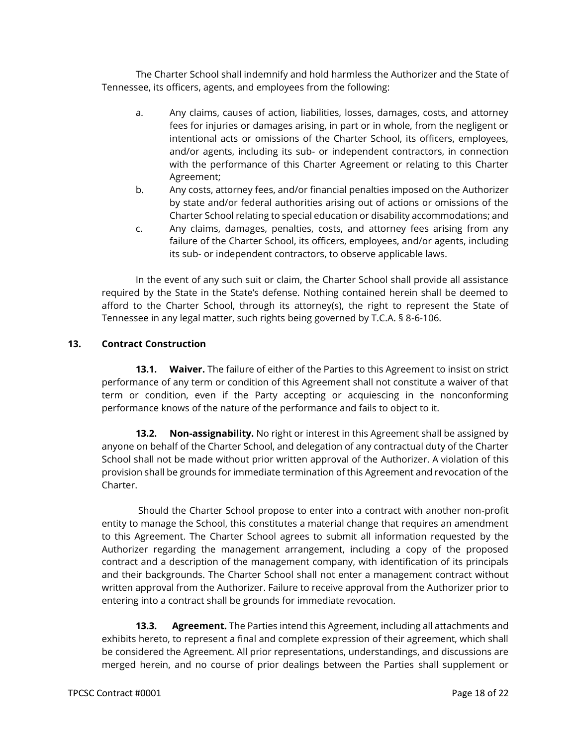The Charter School shall indemnify and hold harmless the Authorizer and the State of Tennessee, its officers, agents, and employees from the following:

a. Any claims, causes of action, liabilities, losses, damages, costs, and attorney fees for injuries or damages arising, in part or in whole, from the negligent or intentional acts or omissions of the Charter School, its officers, employees, and/or agents, including its sub- or independent contractors, in connection with the performance of this Charter Agreement or relating to this Charter Agreement;

b. Any costs, attorney fees, and/or financial penalties imposed on the Authorizer by state and/or federal authorities arising out of actions or omissions of the Charter School relating to special education or disability accommodations; and

c. Any claims, damages, penalties, costs, and attorney fees arising from any failure of the Charter School, its officers, employees, and/or agents, including its sub- or independent contractors, to observe applicable laws.

In the event of any such suit or claim, the Charter School shall provide all assistance required by the State in the State's defense. Nothing contained herein shall be deemed to afford to the Charter School, through its attorney(s), the right to represent the State of Tennessee in any legal matter, such rights being governed by T.C.A. § 8-6-106.

## 13. Contract Construction

**13.1. Waiver.** The failure of either of the Parties to this Agreement to insist on strict performance of any term or condition of this Agreement shall not constitute a waiver of that term or condition, even if the Party accepting or acquiescing in the nonconforming performance knows of the nature of the performance and fails to object to it.

**13.2. Non-assignability.** No right or interest in this Agreement shall be assigned by anyone on behalf of the Charter School, and delegation of any contractual duty of the Charter School shall not be made without prior written approval of the Authorizer. A violation of this provision shall be grounds for immediate termination of this Agreement and revocation of the Charter.

Should the Charter School propose to enter into a contract with another non-profit entity to manage the School, this constitutes a material change that requires an amendment to this Agreement. The Charter School agrees to submit all information requested by the Authorizer regarding the management arrangement, including a copy of the proposed contract and a description of the management company, with identification of its principals and their backgrounds. The Charter School shall not enter a management contract without written approval from the Authorizer. Failure to receive approval from the Authorizer prior to entering into a contract shall be grounds for immediate revocation.

**13.3. Agreement.** The Parties intend this Agreement, including all attachments and exhibits hereto, to represent a final and complete expression of their agreement, which shall be considered the Agreement. All prior representations, understandings, and discussions are merged herein, and no course of prior dealings between the Parties shall supplement or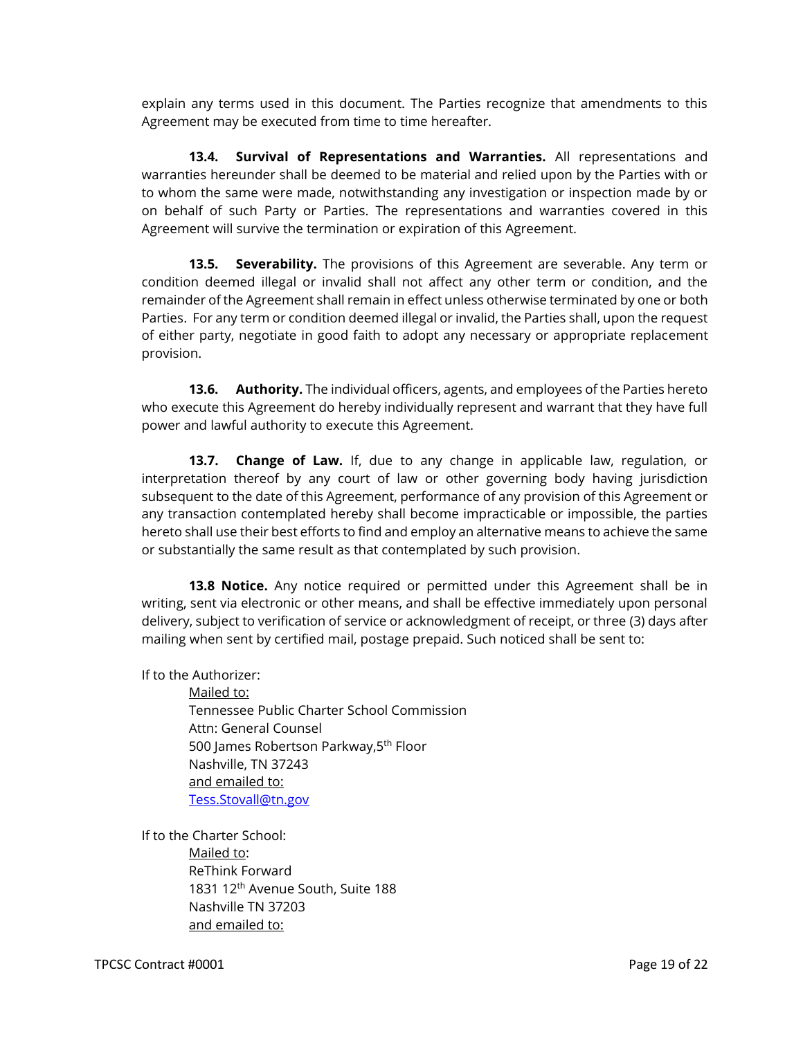explain any terms used in this document. The Parties recognize that amendments to this Agreement may be executed from time to time hereafter.

**13.4. Survival of Representations and Warranties.** All representations and warranties hereunder shall be deemed to be material and relied upon by the Parties with or to whom the same were made, notwithstanding any investigation or inspection made by or on behalf of such Party or Parties. The representations and warranties covered in this Agreement will survive the termination or expiration of this Agreement.

**13.5. Severability.** The provisions of this Agreement are severable. Any term or condition deemed illegal or invalid shall not affect any other term or condition, and the remainder of the Agreement shall remain in effect unless otherwise terminated by one or both Parties. For any term or condition deemed illegal or invalid, the Parties shall, upon the request of either party, negotiate in good faith to adopt any necessary or appropriate replacement provision.

**13.6. Authority.** The individual officers, agents, and employees of the Parties hereto who execute this Agreement do hereby individually represent and warrant that they have full power and lawful authority to execute this Agreement.

**13.7. Change of Law.** If, due to any change in applicable law, regulation, or interpretation thereof by any court of law or other governing body having jurisdiction subsequent to the date of this Agreement, performance of any provision of this Agreement or any transaction contemplated hereby shall become impracticable or impossible, the parties hereto shall use their best efforts to find and employ an alternative means to achieve the same or substantially the same result as that contemplated by such provision.

**13.8 Notice.** Any notice required or permitted under this Agreement shall be in writing, sent via electronic or other means, and shall be effective immediately upon personal delivery, subject to verification of service or acknowledgment of receipt, or three (3) days after mailing when sent by certified mail, postage prepaid. Such noticed shall be sent to:

If to the Authorizer:

Mailed to:
Tennessee Public Charter School Commission
Attn: General Counsel
500 James Robertson Parkway,5th Floor
Nashville, TN 37243
and emailed to:
Tess.Stovall@tn.gov

If to the Charter School:

Mailed to:
ReThink Forward
1831 12th Avenue South, Suite 188
Nashville TN 37203
and emailed to: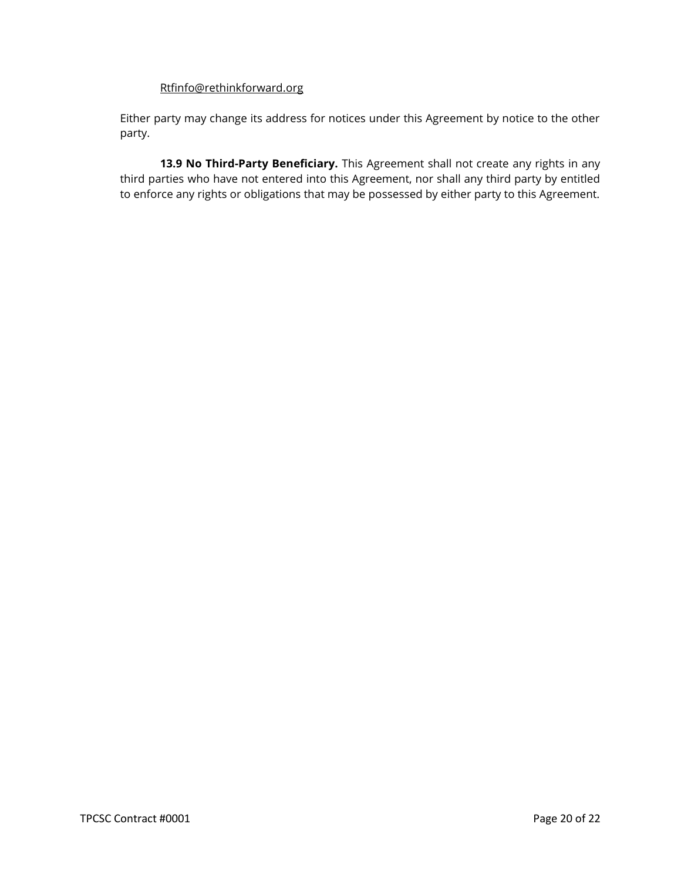Rtfinfo@rethinkforward.org

Either party may change its address for notices under this Agreement by notice to the other party.

**13.9 No Third-Party Beneficiary.** This Agreement shall not create any rights in any third parties who have not entered into this Agreement, nor shall any third party by entitled to enforce any rights or obligations that may be possessed by either party to this Agreement.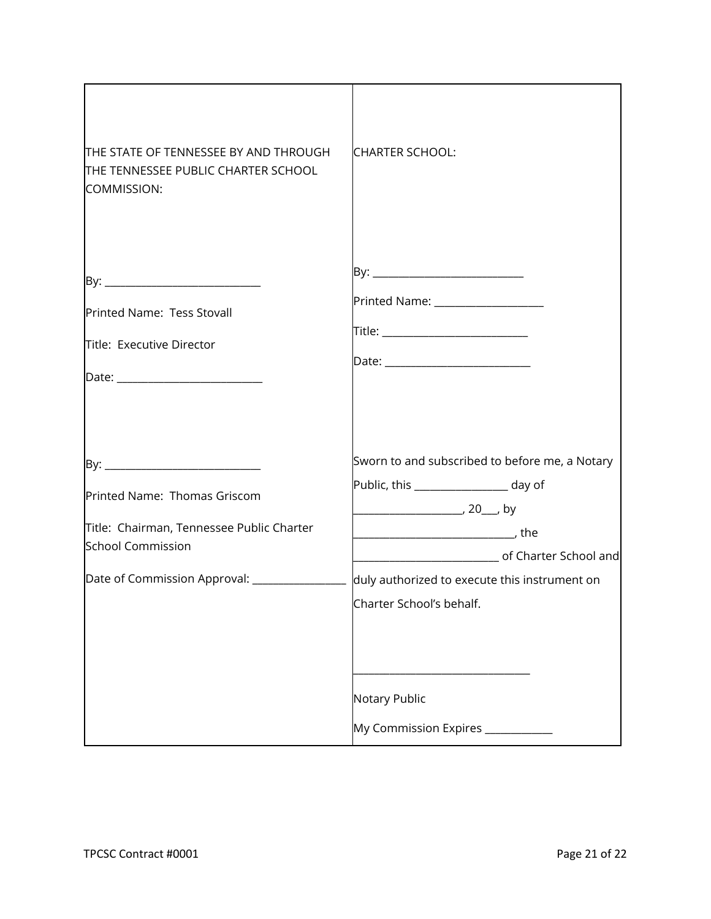| | |
|---|---|
| THE STATE OF TENNESSEE BY AND THROUGH THE TENNESSEE PUBLIC CHARTER SCHOOL COMMISSION:<br><br>By: ____________________________<br><br>Printed Name: Tess Stovall<br><br>Title: Executive Director<br><br>Date: ___________________________<br><br>By: ____________________________<br><br>Printed Name: Thomas Griscom<br><br>Title: Chairman, Tennessee Public Charter School Commission<br><br>Date of Commission Approval: _________________ | CHARTER SCHOOL:<br><br>By: ____________________________<br><br>Printed Name: ____________________<br><br>Title: ___________________________<br><br>Date: ___________________________<br><br>Sworn to and subscribed to before me, a Notary Public, this _________________ day of ____________________, 20___, by _____________________________, the ___________________________ of Charter School and duly authorized to execute this instrument on Charter School's behalf.<br><br>________________________________<br><br>Notary Public<br><br>My Commission Expires ____________ |

TPCSC Contract #0001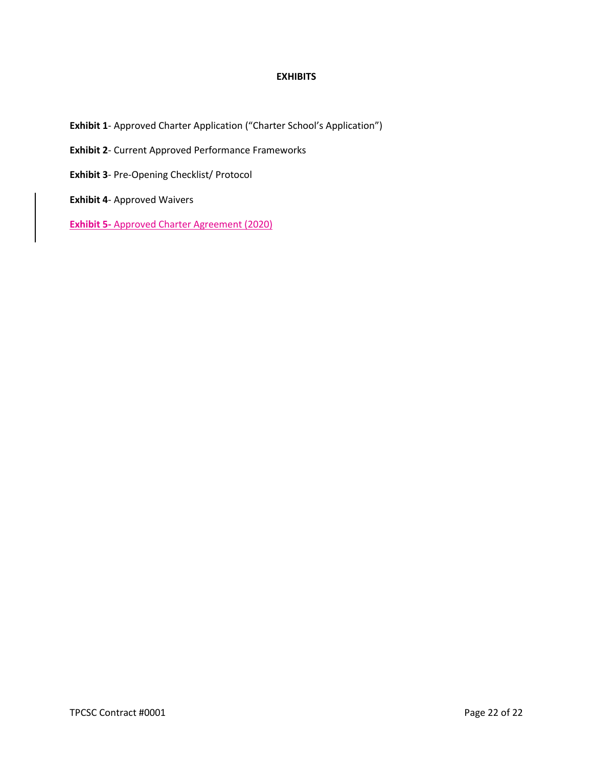**EXHIBITS**

**Exhibit 1**- Approved Charter Application ("Charter School's Application")

**Exhibit 2**- Current Approved Performance Frameworks

**Exhibit 3**- Pre-Opening Checklist/ Protocol

**Exhibit 4**- Approved Waivers

**Exhibit 5-** Approved Charter Agreement (2020)